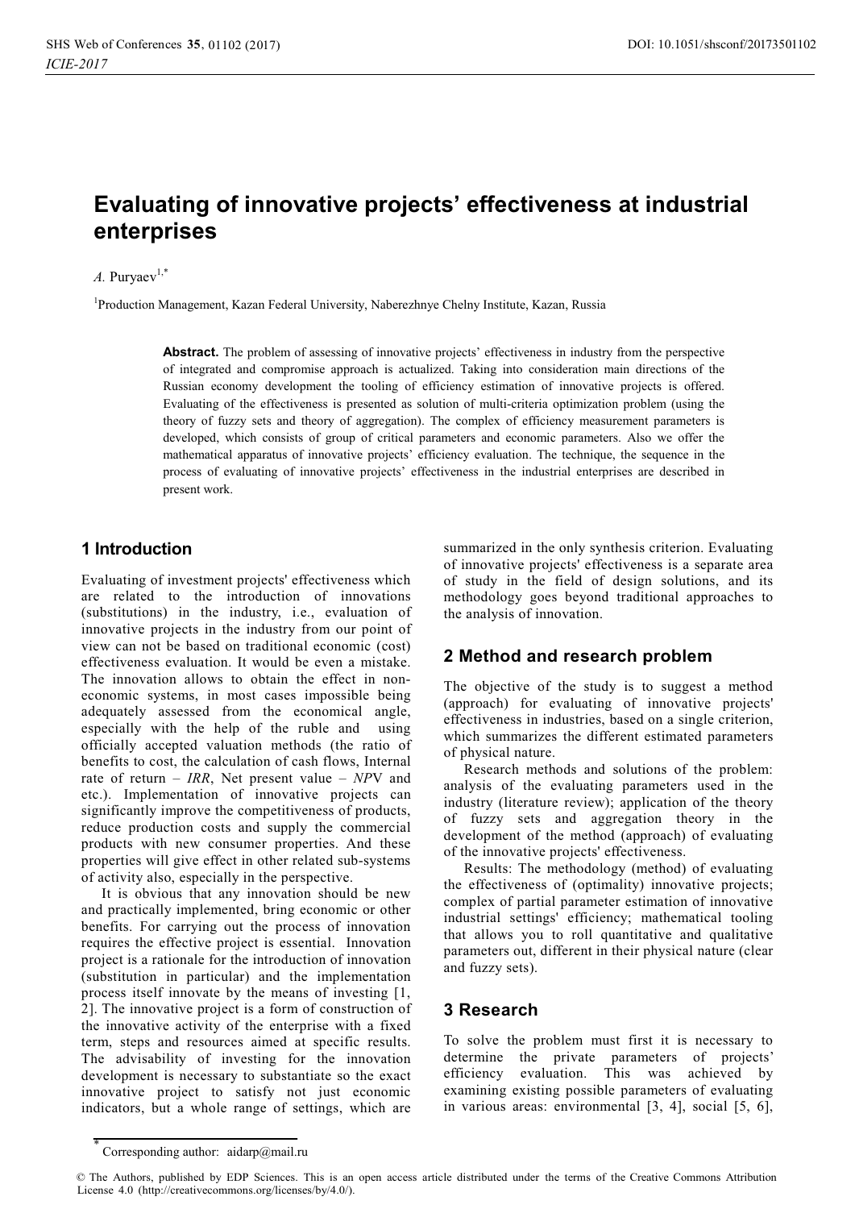# Evaluating of innovative projects' effectiveness at industrial enterprises

*A.* Puryaev[1,*]

[1]Production Management, Kazan Federal University, Naberezhnye Chelny Institute, Kazan, Russia

**Abstract.** The problem of assessing of innovative projects' effectiveness in industry from the perspective of integrated and compromise approach is actualized. Taking into consideration main directions of the Russian economy development the tooling of efficiency estimation of innovative projects is offered. Evaluating of the effectiveness is presented as solution of multi-criteria optimization problem (using the theory of fuzzy sets and theory of aggregation). The complex of efficiency measurement parameters is developed, which consists of group of critical parameters and economic parameters. Also we offer the mathematical apparatus of innovative projects' efficiency evaluation. The technique, the sequence in the process of evaluating of innovative projects' effectiveness in the industrial enterprises are described in present work.

## 1 Introduction

Evaluating of investment projects' effectiveness which are related to the introduction of innovations (substitutions) in the industry, i.e., evaluation of innovative projects in the industry from our point of view can not be based on traditional economic (cost) effectiveness evaluation. It would be even a mistake. The innovation allows to obtain the effect in non-economic systems, in most cases impossible being adequately assessed from the economical angle, especially with the help of the ruble and using officially accepted valuation methods (the ratio of benefits to cost, the calculation of cash flows, Internal rate of return – *IRR*, Net present value – *NP*V and etc.). Implementation of innovative projects can significantly improve the competitiveness of products, reduce production costs and supply the commercial products with new consumer properties. And these properties will give effect in other related sub-systems of activity also, especially in the perspective.

It is obvious that any innovation should be new and practically implemented, bring economic or other benefits. For carrying out the process of innovation requires the effective project is essential. Innovation project is a rationale for the introduction of innovation (substitution in particular) and the implementation process itself innovate by the means of investing [1, 2]. The innovative project is a form of construction of the innovative activity of the enterprise with a fixed term, steps and resources aimed at specific results. The advisability of investing for the innovation development is necessary to substantiate so the exact innovative project to satisfy not just economic indicators, but a whole range of settings, which are summarized in the only synthesis criterion. Evaluating of innovative projects' effectiveness is a separate area of study in the field of design solutions, and its methodology goes beyond traditional approaches to the analysis of innovation.

## 2 Method and research problem

The objective of the study is to suggest a method (approach) for evaluating of innovative projects' effectiveness in industries, based on a single criterion, which summarizes the different estimated parameters of physical nature.

Research methods and solutions of the problem: analysis of the evaluating parameters used in the industry (literature review); application of the theory of fuzzy sets and aggregation theory in the development of the method (approach) of evaluating of the innovative projects' effectiveness.

Results: The methodology (method) of evaluating the effectiveness of (optimality) innovative projects; complex of partial parameter estimation of innovative industrial settings' efficiency; mathematical tooling that allows you to roll quantitative and qualitative parameters out, different in their physical nature (clear and fuzzy sets).

## 3 Research

To solve the problem must first it is necessary to determine the private parameters of projects' efficiency evaluation. This was achieved by examining existing possible parameters of evaluating in various areas: environmental [3, 4], social [5, 6],

* Corresponding author: aidarp@mail.ru

© The Authors, published by EDP Sciences. This is an open access article distributed under the terms of the Creative Commons Attribution License 4.0 (http://creativecommons.org/licenses/by/4.0/).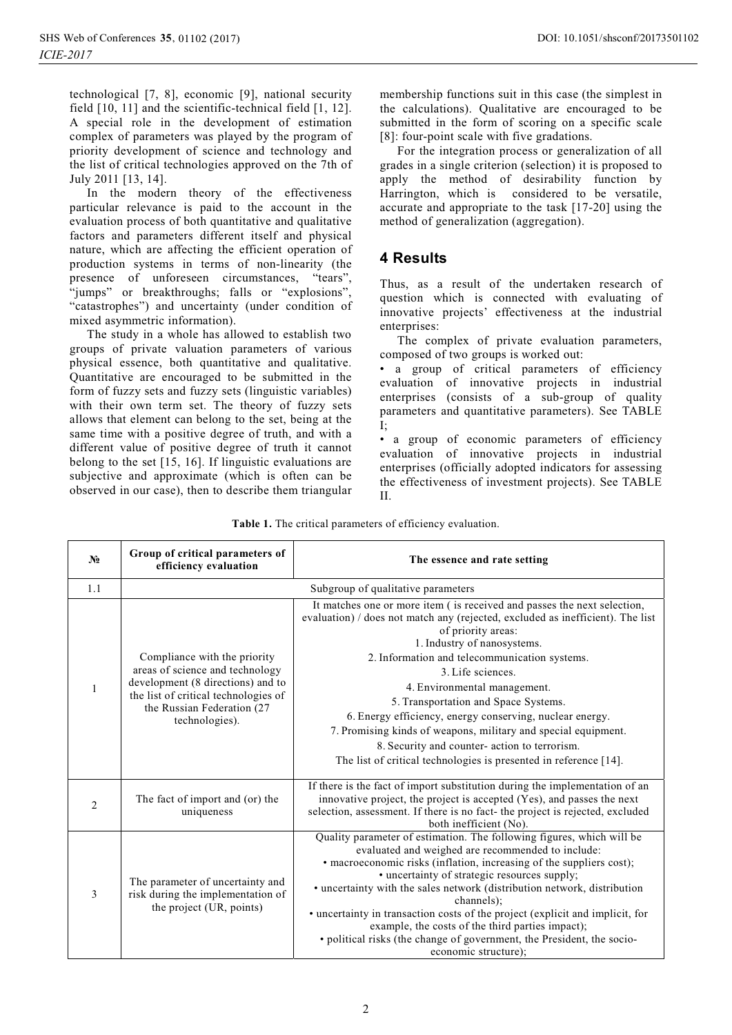technological [7, 8], economic [9], national security field [10, 11] and the scientific-technical field [1, 12]. A special role in the development of estimation complex of parameters was played by the program of priority development of science and technology and the list of critical technologies approved on the 7th of July 2011 [13, 14].

In the modern theory of the effectiveness particular relevance is paid to the account in the evaluation process of both quantitative and qualitative factors and parameters different itself and physical nature, which are affecting the efficient operation of production systems in terms of non-linearity (the presence of unforeseen circumstances, "tears", "jumps" or breakthroughs; falls or "explosions", "catastrophes") and uncertainty (under condition of mixed asymmetric information).

The study in a whole has allowed to establish two groups of private valuation parameters of various physical essence, both quantitative and qualitative. Quantitative are encouraged to be submitted in the form of fuzzy sets and fuzzy sets (linguistic variables) with their own term set. The theory of fuzzy sets allows that element can belong to the set, being at the same time with a positive degree of truth, and with a different value of positive degree of truth it cannot belong to the set [15, 16]. If linguistic evaluations are subjective and approximate (which is often can be observed in our case), then to describe them triangular membership functions suit in this case (the simplest in the calculations). Qualitative are encouraged to be submitted in the form of scoring on a specific scale [8]: four-point scale with five gradations.

For the integration process or generalization of all grades in a single criterion (selection) it is proposed to apply the method of desirability function by Harrington, which is considered to be versatile, accurate and appropriate to the task [17-20] using the method of generalization (aggregation).

## 4 Results

Thus, as a result of the undertaken research of question which is connected with evaluating of innovative projects' effectiveness at the industrial enterprises:

The complex of private evaluation parameters, composed of two groups is worked out:

- a group of critical parameters of efficiency evaluation of innovative projects in industrial enterprises (consists of a sub-group of quality parameters and quantitative parameters). See TABLE I;
- a group of economic parameters of efficiency evaluation of innovative projects in industrial enterprises (officially adopted indicators for assessing the effectiveness of investment projects). See TABLE II.

**Table 1.** The critical parameters of efficiency evaluation.

| № | Group of critical parameters of efficiency evaluation | The essence and rate setting |
|---|---|---|
| 1.1 | Subgroup of qualitative parameters | |
| 1 | Compliance with the priority areas of science and technology development (8 directions) and to the list of critical technologies of the Russian Federation (27 technologies). | It matches one or more item ( is received and passes the next selection, evaluation) / does not match any (rejected, excluded as inefficient). The list of priority areas:<br>1. Industry of nanosystems.<br>2. Information and telecommunication systems.<br>3. Life sciences.<br>4. Environmental management.<br>5. Transportation and Space Systems.<br>6. Energy efficiency, energy conserving, nuclear energy.<br>7. Promising kinds of weapons, military and special equipment.<br>8. Security and counter- action to terrorism.<br>The list of critical technologies is presented in reference [14]. |
| 2 | The fact of import and (or) the uniqueness | If there is the fact of import substitution during the implementation of an innovative project, the project is accepted (Yes), and passes the next selection, assessment. If there is no fact- the project is rejected, excluded both inefficient (No). |
| 3 | The parameter of uncertainty and risk during the implementation of the project (UR, points) | Quality parameter of estimation. The following figures, which will be evaluated and weighed are recommended to include:<br>• macroeconomic risks (inflation, increasing of the suppliers cost);<br>• uncertainty of strategic resources supply;<br>• uncertainty with the sales network (distribution network, distribution channels);<br>• uncertainty in transaction costs of the project (explicit and implicit, for example, the costs of the third parties impact);<br>• political risks (the change of government, the President, the socio-economic structure); |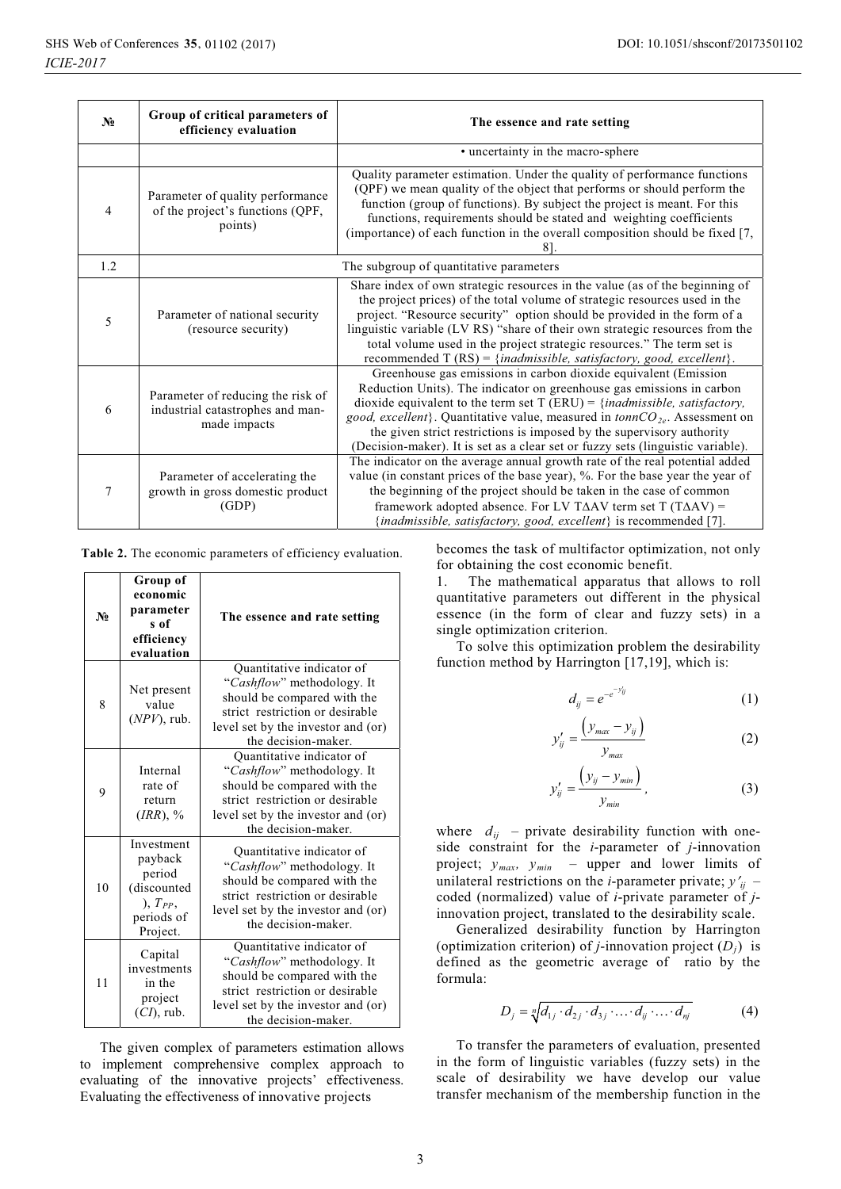| № | Group of critical parameters of efficiency evaluation | The essence and rate setting |
|---|---|---|
| | | • uncertainty in the macro-sphere |
| 4 | Parameter of quality performance of the project's functions (QPF, points) | Quality parameter estimation. Under the quality of performance functions (QPF) we mean quality of the object that performs or should perform the function (group of functions). By subject the project is meant. For this functions, requirements should be stated and weighting coefficients (importance) of each function in the overall composition should be fixed [7, 8]. |
| 1.2 | The subgroup of quantitative parameters | |
| 5 | Parameter of national security (resource security) | Share index of own strategic resources in the value (as of the beginning of the project prices) of the total volume of strategic resources used in the project. "Resource security" option should be provided in the form of a linguistic variable (LV RS) "share of their own strategic resources from the total volume used in the project strategic resources." The term set is recommended T (RS) = {*inadmissible, satisfactory, good, excellent*}. |
| 6 | Parameter of reducing the risk of industrial catastrophes and man-made impacts | Greenhouse gas emissions in carbon dioxide equivalent (Emission Reduction Units). The indicator on greenhouse gas emissions in carbon dioxide equivalent to the term set T (ERU) = {*inadmissible, satisfactory, good, excellent*}. Quantitative value, measured in *tonn*$CO_{2e}$. Assessment on the given strict restrictions is imposed by the supervisory authority (Decision-maker). It is set as a clear set or fuzzy sets (linguistic variable). |
| 7 | Parameter of accelerating the growth in gross domestic product (GDP) | The indicator on the average annual growth rate of the real potential added value (in constant prices of the base year), %. For the base year the year of the beginning of the project should be taken in the case of common framework adopted absence. For LV TΔAV term set T (TΔAV) = {*inadmissible, satisfactory, good, excellent*} is recommended [7]. |

**Table 2.** The economic parameters of efficiency evaluation.

| № | Group of economic parameters of efficiency evaluation | The essence and rate setting |
|---|---|---|
| 8 | Net present value (*NPV*), rub. | Quantitative indicator of "*Cashflow*" methodology. It should be compared with the strict restriction or desirable level set by the investor and (or) the decision-maker. |
| 9 | Internal rate of return (*IRR*), % | Quantitative indicator of "*Cashflow*" methodology. It should be compared with the strict restriction or desirable level set by the investor and (or) the decision-maker. |
| 10 | Investment payback period (discounted), $T_{PP}$, periods of Project. | Quantitative indicator of "*Cashflow*" methodology. It should be compared with the strict restriction or desirable level set by the investor and (or) the decision-maker. |
| 11 | Capital investments in the project (*CI*), rub. | Quantitative indicator of "*Cashflow*" methodology. It should be compared with the strict restriction or desirable level set by the investor and (or) the decision-maker. |

The given complex of parameters estimation allows to implement comprehensive complex approach to evaluating of the innovative projects' effectiveness. Evaluating the effectiveness of innovative projects becomes the task of multifactor optimization, not only for obtaining the cost economic benefit.

1. The mathematical apparatus that allows to roll quantitative parameters out different in the physical essence (in the form of clear and fuzzy sets) in a single optimization criterion.

To solve this optimization problem the desirability function method by Harrington [17,19], which is:

$$d_{ij} = e^{-e^{-y'_{ij}}} \quad (1)$$

$$y'_{ij} = \frac{\left(y_{max} - y_{ij}\right)}{y_{max}} \quad (2)$$

$$y'_{ij} = \frac{\left(y_{ij} - y_{min}\right)}{y_{min}}, \quad (3)$$

where $d_{ij}$ – private desirability function with one-side constraint for the *i*-parameter of *j*-innovation project; $y_{max}$, $y_{min}$ – upper and lower limits of unilateral restrictions on the *i*-parameter private; $y'_{ij}$ – coded (normalized) value of *i*-private parameter of *j*-innovation project, translated to the desirability scale.

Generalized desirability function by Harrington (optimization criterion) of *j*-innovation project ($D_j$) is defined as the geometric average of ratio by the formula:

$$D_j = \sqrt[n]{d_{1j} \cdot d_{2j} \cdot d_{3j} \cdot \ldots \cdot d_{ij} \cdot \ldots \cdot d_{nj}} \quad (4)$$

To transfer the parameters of evaluation, presented in the form of linguistic variables (fuzzy sets) in the scale of desirability we have develop our value transfer mechanism of the membership function in the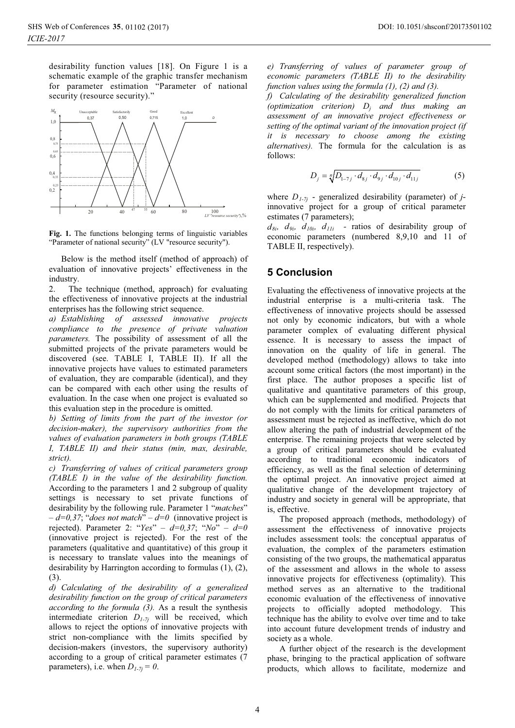desirability function values [18]. On Figure 1 is a schematic example of the graphic transfer mechanism for parameter estimation "Parameter of national security (resource security)."

**Fig. 1.** The functions belonging terms of linguistic variables "Parameter of national security" (LV "resource security").

Below is the method itself (method of approach) of evaluation of innovative projects' effectiveness in the industry.

2. The technique (method, approach) for evaluating the effectiveness of innovative projects at the industrial enterprises has the following strict sequence.

*a) Establishing of assessed innovative projects compliance to the presence of private valuation parameters.* The possibility of assessment of all the submitted projects of the private parameters would be discovered (see. TABLE I, TABLE II). If all the innovative projects have values to estimated parameters of evaluation, they are comparable (identical), and they can be compared with each other using the results of evaluation. In the case when one project is evaluated so this evaluation step in the procedure is omitted.

*b) Setting of limits from the part of the investor (or decision-maker), the supervisory authorities from the values of evaluation parameters in both groups (TABLE I, TABLE II) and their status (min, max, desirable, strict).*

*c) Transferring of values of critical parameters group (TABLE I) in the value of the desirability function.* According to the parameters 1 and 2 subgroup of quality settings is necessary to set private functions of desirability by the following rule. Parameter 1 "*matches*" – $d=0,37$; "*does not match*" – $d=0$ (innovative project is rejected). Parameter 2: "*Yes*" – $d=0,37$; "*No*" – $d=0$ (innovative project is rejected). For the rest of the parameters (qualitative and quantitative) of this group it is necessary to translate values into the meanings of desirability by Harrington according to formulas (1), (2), (3).

*d) Calculating of the desirability of a generalized desirability function on the group of critical parameters according to the formula (3).* As a result the synthesis intermediate criterion $D_{1\text{-}7j}$ will be received, which allows to reject the options of innovative projects with strict non-compliance with the limits specified by decision-makers (investors, the supervisory authority) according to a group of critical parameter estimates (7 parameters), i.e. when $D_{1\text{-}7j} = 0$.

*e) Transferring of values of parameter group of economic parameters (TABLE II) to the desirability function values using the formula (1), (2) and (3).*

*f) Calculating of the desirability generalized function (optimization criterion) $D_j$ and thus making an assessment of an innovative project effectiveness or setting of the optimal variant of the innovation project (if it is necessary to choose among the existing alternatives).* The formula for the calculation is as follows:

$$D_j = \sqrt[n]{D_{1-7j} \cdot d_{8j} \cdot d_{9j} \cdot d_{10j} \cdot d_{11j}} \qquad (5)$$

where $D_{1\text{-}7j}$ - generalized desirability (parameter) of $j$-innovative project for a group of critical parameter estimates (7 parameters);

$d_{8i}$, $d_{9i}$, $d_{10i}$, $d_{11i}$ - ratios of desirability group of economic parameters (numbered 8,9,10 and 11 of TABLE II, respectively).

## 5 Conclusion

Evaluating the effectiveness of innovative projects at the industrial enterprise is a multi-criteria task. The effectiveness of innovative projects should be assessed not only by economic indicators, but with a whole parameter complex of evaluating different physical essence. It is necessary to assess the impact of innovation on the quality of life in general. The developed method (methodology) allows to take into account some critical factors (the most important) in the first place. The author proposes a specific list of qualitative and quantitative parameters of this group, which can be supplemented and modified. Projects that do not comply with the limits for critical parameters of assessment must be rejected as ineffective, which do not allow altering the path of industrial development of the enterprise. The remaining projects that were selected by a group of critical parameters should be evaluated according to traditional economic indicators of efficiency, as well as the final selection of determining the optimal project. An innovative project aimed at qualitative change of the development trajectory of industry and society in general will be appropriate, that is, effective.

The proposed approach (methods, methodology) of assessment the effectiveness of innovative projects includes assessment tools: the conceptual apparatus of evaluation, the complex of the parameters estimation consisting of the two groups, the mathematical apparatus of the assessment and allows in the whole to assess innovative projects for effectiveness (optimality). This method serves as an alternative to the traditional economic evaluation of the effectiveness of innovative projects to officially adopted methodology. This technique has the ability to evolve over time and to take into account future development trends of industry and society as a whole.

A further object of the research is the development phase, bringing to the practical application of software products, which allows to facilitate, modernize and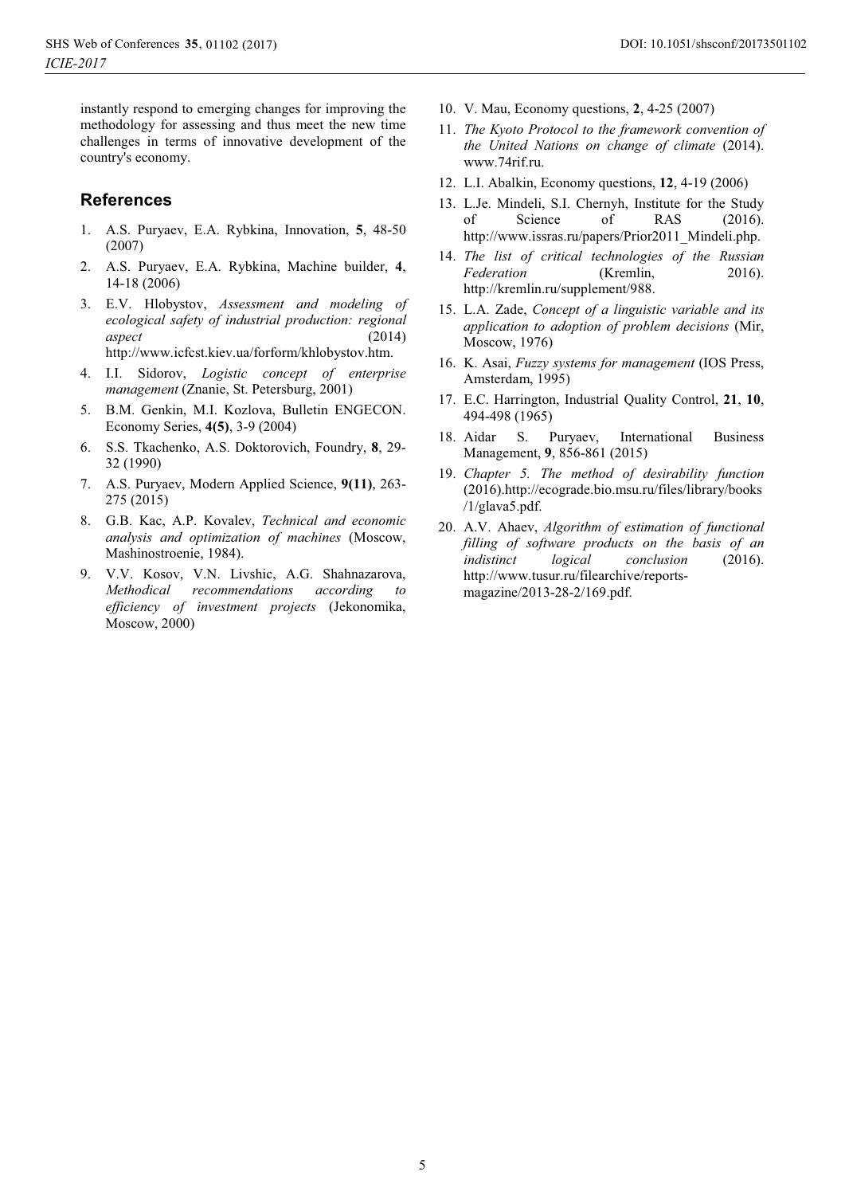instantly respond to emerging changes for improving the methodology for assessing and thus meet the new time challenges in terms of innovative development of the country's economy.

## References

1. A.S. Puryaev, E.A. Rybkina, Innovation, **5**, 48-50 (2007)
2. A.S. Puryaev, E.A. Rybkina, Machine builder, **4**, 14-18 (2006)
3. E.V. Hlobystov, *Assessment and modeling of ecological safety of industrial production: regional aspect* (2014) http://www.icfcst.kiev.ua/forform/khlobystov.htm.
4. I.I. Sidorov, *Logistic concept of enterprise management* (Znanie, St. Petersburg, 2001)
5. B.M. Genkin, M.I. Kozlova, Bulletin ENGECON. Economy Series, **4(5)**, 3-9 (2004)
6. S.S. Tkachenko, A.S. Doktorovich, Foundry, **8**, 29-32 (1990)
7. A.S. Puryaev, Modern Applied Science, **9(11)**, 263-275 (2015)
8. G.B. Kac, A.P. Kovalev, *Technical and economic analysis and optimization of machines* (Moscow, Mashinostroenie, 1984).
9. V.V. Kosov, V.N. Livshic, A.G. Shahnazarova, *Methodical recommendations according to efficiency of investment projects* (Jekonomika, Moscow, 2000)
10. V. Mau, Economy questions, **2**, 4-25 (2007)
11. *The Kyoto Protocol to the framework convention of the United Nations on change of climate* (2014). www.74rif.ru.
12. L.I. Abalkin, Economy questions, **12**, 4-19 (2006)
13. L.Je. Mindeli, S.I. Chernyh, Institute for the Study of Science of RAS (2016). http://www.issras.ru/papers/Prior2011_Mindeli.php.
14. *The list of critical technologies of the Russian Federation* (Kremlin, 2016). http://kremlin.ru/supplement/988.
15. L.A. Zade, *Concept of a linguistic variable and its application to adoption of problem decisions* (Mir, Moscow, 1976)
16. K. Asai, *Fuzzy systems for management* (IOS Press, Amsterdam, 1995)
17. E.C. Harrington, Industrial Quality Control, **21**, **10**, 494-498 (1965)
18. Aidar S. Puryaev, International Business Management, **9**, 856-861 (2015)
19. *Chapter 5. The method of desirability function* (2016).http://ecograde.bio.msu.ru/files/library/books/1/glava5.pdf.
20. A.V. Ahaev, *Algorithm of estimation of functional filling of software products on the basis of an indistinct logical conclusion* (2016). http://www.tusur.ru/filearchive/reports-magazine/2013-28-2/169.pdf.